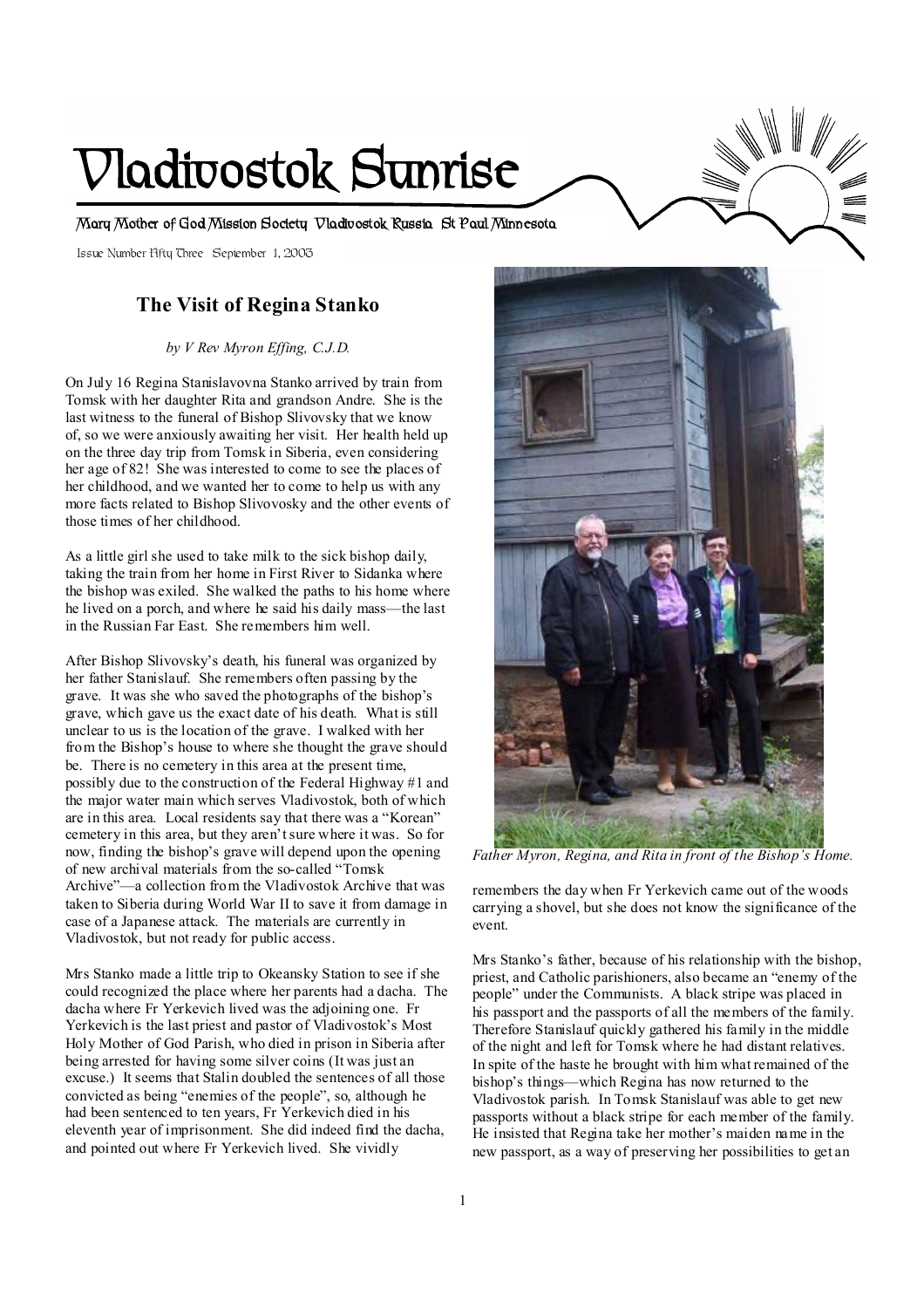# Vladivostok Sunrise

Mary Mother of God Mission Society Vladivostok Russia St Paul Minnesota

Issue Number Fifty Three September 1, 2003

## The Visit of Regina Stanko

*by V Rev Myron Effing, C.J.D.*

On July 16 Regina Stanislavovna Stanko arrived by train from Tomsk with her daughter Rita and grandson Andre. She is the last witness to the funeral of Bishop Slivovsky that we know of, so we were anxiously awaiting her visit. Her health held up on the three day trip from Tomsk in Siberia, even considering her age of 82! She was interested to come to see the places of her childhood, and we wanted her to come to help us with any more facts related to Bishop Slivovosky and the other events of those times of her childhood.

As a little girl she used to take milk to the sick bishop daily, taking the train from her home in First River to Sidanka where the bishop was exiled. She walked the paths to his home where he lived on a porch, and where he said his daily mass—the last in the Russian Far East. She remembers him well.

After Bishop Slivovsky's death, his funeral was organized by her father Stanislauf. She remembers often passing by the grave. It was she who saved the photographs of the bishop's grave, which gave us the exact date of his death. What is still unclear to us is the location of the grave. I walked with her from the Bishop's house to where she thought the grave should be. There is no cemetery in this area at the present time, possibly due to the construction of the Federal Highway #1 and the major water main which serves Vladivostok, both of which are in this area. Local residents say that there was a "Korean" cemetery in this area, but they aren't sure where it was. So for now, finding the bishop's grave will depend upon the opening of new archival materials from the so-called "Tomsk Archive"—a collection from the Vladivostok Archive that was taken to Siberia during World War II to save it from damage in case of a Japanese attack. The materials are currently in Vladivostok, but not ready for public access.

Mrs Stanko made a little trip to Okeansky Station to see if she could recognized the place where her parents had a dacha. The dacha where Fr Yerkevich lived was the adjoining one. Fr Yerkevich is the last priest and pastor of Vladivostok's Most Holy Mother of God Parish, who died in prison in Siberia after being arrested for having some silver coins (It was just an excuse.) It seems that Stalin doubled the sentences of all those convicted as being "enemies of the people", so, although he had been sentenced to ten years, Fr Yerkevich died in his eleventh year of imprisonment. She did indeed find the dacha, and pointed out where Fr Yerkevich lived. She vividly remembers the day when Fr Yerkevich came out of the woods carrying a shovel, but she does not know the significance of the event.

*Father Myron, Regina, and Rita in front of the Bishop's Home.*

Mrs Stanko's father, because of his relationship with the bishop, priest, and Catholic parishioners, also became an "enemy of the people" under the Communists. A black stripe was placed in his passport and the passports of all the members of the family. Therefore Stanislauf quickly gathered his family in the middle of the night and left for Tomsk where he had distant relatives. In spite of the haste he brought with him what remained of the bishop's things—which Regina has now returned to the Vladivostok parish. In Tomsk Stanislauf was able to get new passports without a black stripe for each member of the family. He insisted that Regina take her mother's maiden name in the new passport, as a way of preserving her possibilities to get an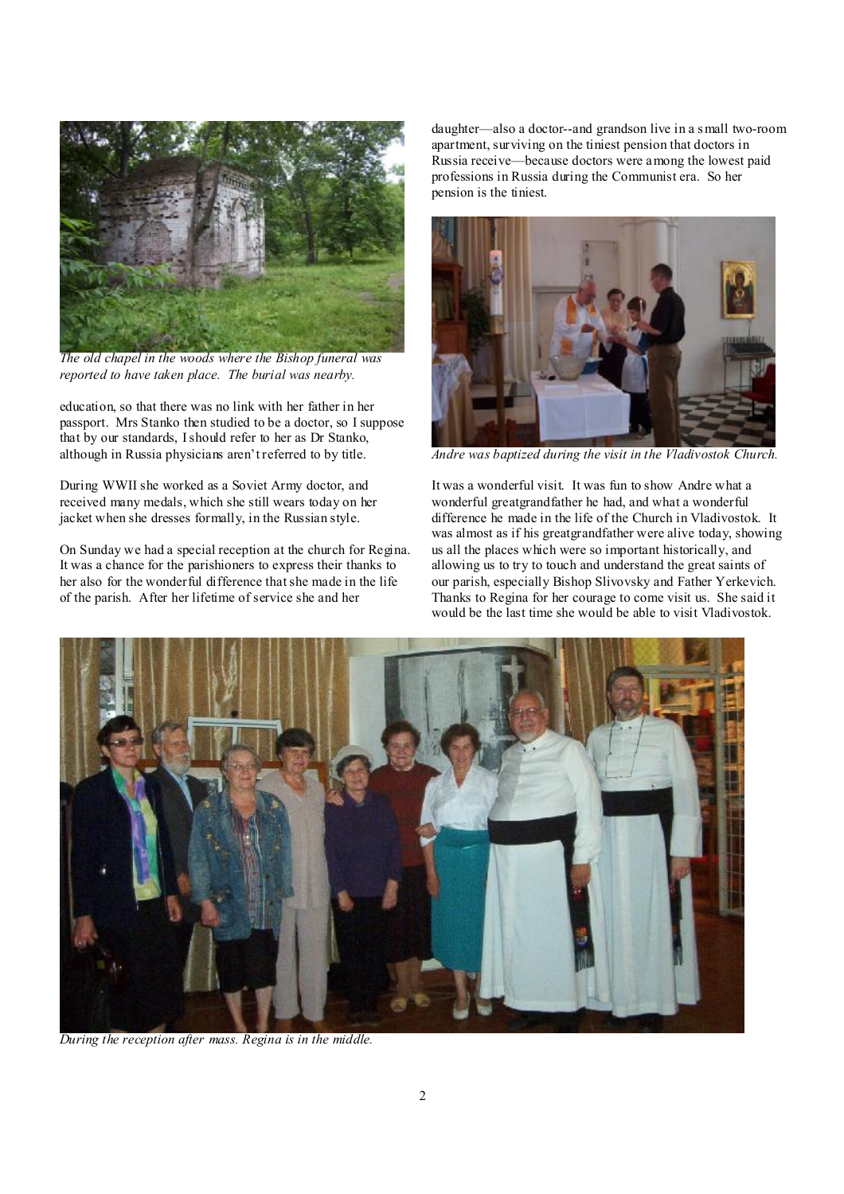*The old chapel in the woods where the Bishop funeral was reported to have taken place. The burial was nearby.*

education, so that there was no link with her father in her passport. Mrs Stanko then studied to be a doctor, so I suppose that by our standards, I should refer to her as Dr Stanko, although in Russia physicians aren't referred to by title.

During WWII she worked as a Soviet Army doctor, and received many medals, which she still wears today on her jacket when she dresses formally, in the Russian style.

On Sunday we had a special reception at the church for Regina. It was a chance for the parishioners to express their thanks to her also for the wonderful difference that she made in the life of the parish. After her lifetime of service she and her daughter—also a doctor--and grandson live in a small two-room apartment, surviving on the tiniest pension that doctors in Russia receive—because doctors were among the lowest paid professions in Russia during the Communist era. So her pension is the tiniest.

*Andre was baptized during the visit in the Vladivostok Church.*

It was a wonderful visit. It was fun to show Andre what a wonderful greatgrandfather he had, and what a wonderful difference he made in the life of the Church in Vladivostok. It was almost as if his greatgrandfather were alive today, showing us all the places which were so important historically, and allowing us to try to touch and understand the great saints of our parish, especially Bishop Slivovsky and Father Yerkevich. Thanks to Regina for her courage to come visit us. She said it would be the last time she would be able to visit Vladivostok.

*During the reception after mass. Regina is in the middle.*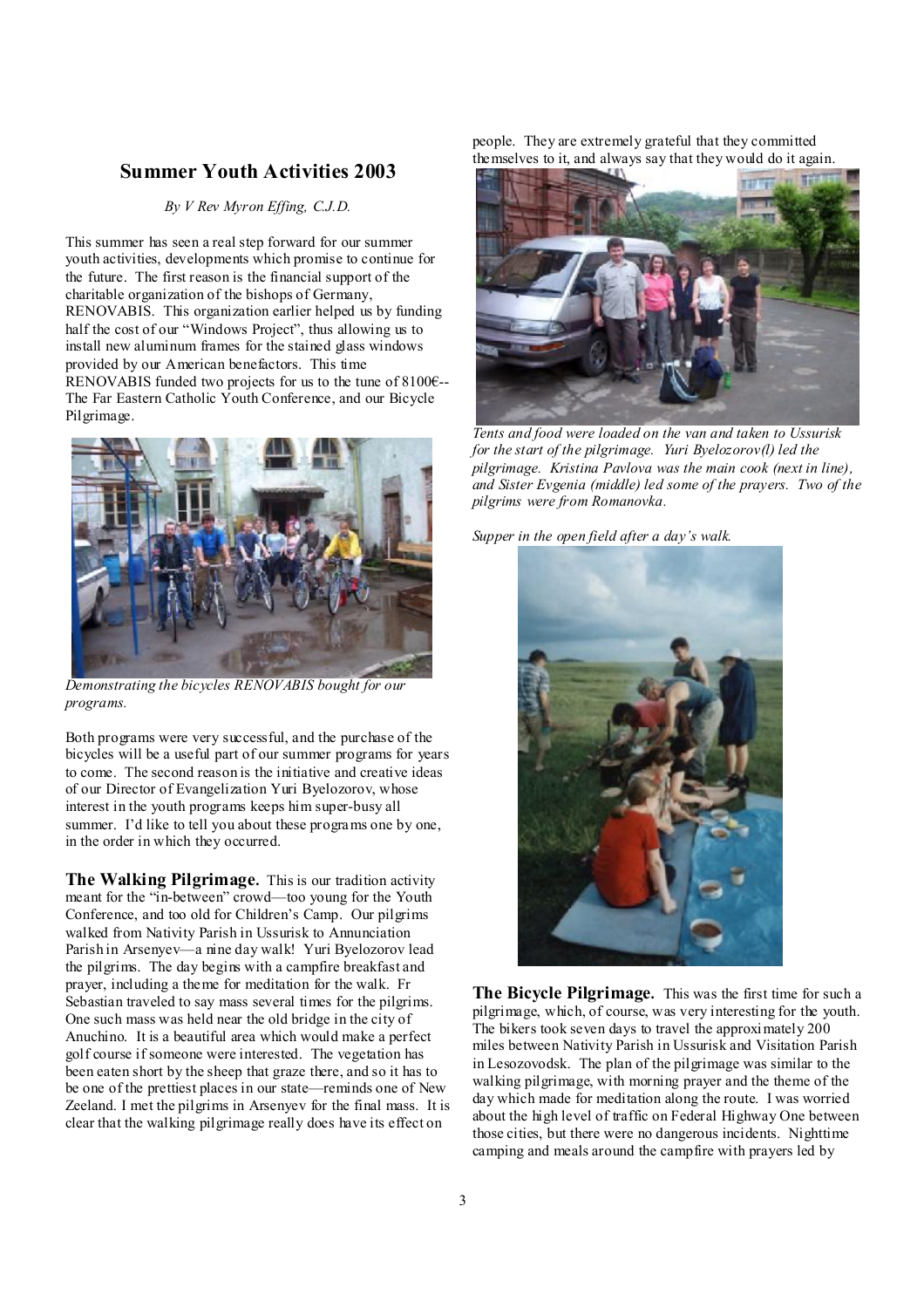## Summer Youth Activities 2003

*By V Rev Myron Effing, C.J.D.*

This summer has seen a real step forward for our summer youth activities, developments which promise to continue for the future. The first reason is the financial support of the charitable organization of the bishops of Germany, RENOVABIS. This organization earlier helped us by funding half the cost of our "Windows Project", thus allowing us to install new aluminum frames for the stained glass windows provided by our American benefactors. This time RENOVABIS funded two projects for us to the tune of 8100€-- The Far Eastern Catholic Youth Conference, and our Bicycle Pilgrimage.

*Demonstrating the bicycles RENOVABIS bought for our programs.*

Both programs were very successful, and the purchase of the bicycles will be a useful part of our summer programs for years to come. The second reason is the initiative and creative ideas of our Director of Evangelization Yuri Byelozorov, whose interest in the youth programs keeps him super-busy all summer. I'd like to tell you about these programs one by one, in the order in which they occurred.

**The Walking Pilgrimage.** This is our tradition activity meant for the "in-between" crowd—too young for the Youth Conference, and too old for Children's Camp. Our pilgrims walked from Nativity Parish in Ussurisk to Annunciation Parish in Arsenyev—a nine day walk! Yuri Byelozorov lead the pilgrims. The day begins with a campfire breakfast and prayer, including a theme for meditation for the walk. Fr Sebastian traveled to say mass several times for the pilgrims. One such mass was held near the old bridge in the city of Anuchino. It is a beautiful area which would make a perfect golf course if someone were interested. The vegetation has been eaten short by the sheep that graze there, and so it has to be one of the prettiest places in our state—reminds one of New Zeeland. I met the pilgrims in Arsenyev for the final mass. It is clear that the walking pilgrimage really does have its effect on people. They are extremely grateful that they committed themselves to it, and always say that they would do it again.

*Tents and food were loaded on the van and taken to Ussurisk for the start of the pilgrimage. Yuri Byelozorov(l) led the pilgrimage. Kristina Pavlova was the main cook (next in line), and Sister Evgenia (middle) led some of the prayers. Two of the pilgrims were from Romanovka.*

*Supper in the open field after a day's walk.*

**The Bicycle Pilgrimage.** This was the first time for such a pilgrimage, which, of course, was very interesting for the youth. The bikers took seven days to travel the approximately 200 miles between Nativity Parish in Ussurisk and Visitation Parish in Lesozovodsk. The plan of the pilgrimage was similar to the walking pilgrimage, with morning prayer and the theme of the day which made for meditation along the route. I was worried about the high level of traffic on Federal Highway One between those cities, but there were no dangerous incidents. Nighttime camping and meals around the campfire with prayers led by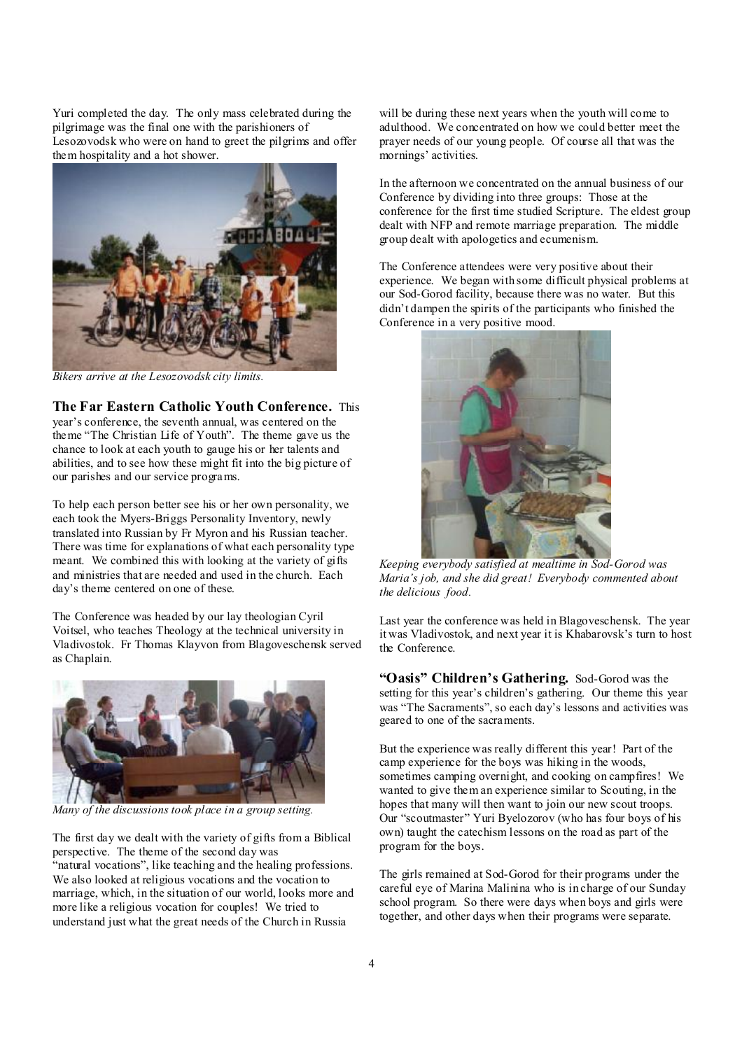Yuri completed the day. The only mass celebrated during the pilgrimage was the final one with the parishioners of Lesozovodsk who were on hand to greet the pilgrims and offer them hospitality and a hot shower.

*Bikers arrive at the Lesozovodsk city limits.*

**The Far Eastern Catholic Youth Conference.** This year's conference, the seventh annual, was centered on the theme "The Christian Life of Youth". The theme gave us the chance to look at each youth to gauge his or her talents and abilities, and to see how these might fit into the big picture of our parishes and our service programs.

To help each person better see his or her own personality, we each took the Myers-Briggs Personality Inventory, newly translated into Russian by Fr Myron and his Russian teacher. There was time for explanations of what each personality type meant. We combined this with looking at the variety of gifts and ministries that are needed and used in the church. Each day's theme centered on one of these.

The Conference was headed by our lay theologian Cyril Voitsel, who teaches Theology at the technical university in Vladivostok. Fr Thomas Klayvon from Blagoveschensk served as Chaplain.

*Many of the discussions took place in a group setting.*

The first day we dealt with the variety of gifts from a Biblical perspective. The theme of the second day was "natural vocations", like teaching and the healing professions. We also looked at religious vocations and the vocation to marriage, which, in the situation of our world, looks more and more like a religious vocation for couples! We tried to understand just what the great needs of the Church in Russia will be during these next years when the youth will come to adulthood. We concentrated on how we could better meet the prayer needs of our young people. Of course all that was the mornings' activities.

In the afternoon we concentrated on the annual business of our Conference by dividing into three groups: Those at the conference for the first time studied Scripture. The eldest group dealt with NFP and remote marriage preparation. The middle group dealt with apologetics and ecumenism.

The Conference attendees were very positive about their experience. We began with some difficult physical problems at our Sod-Gorod facility, because there was no water. But this didn't dampen the spirits of the participants who finished the Conference in a very positive mood.

*Keeping everybody satisfied at mealtime in Sod-Gorod was Maria's job, and she did great! Everybody commented about the delicious food.*

Last year the conference was held in Blagoveschensk. The year it was Vladivostok, and next year it is Khabarovsk's turn to host the Conference.

**"Oasis" Children's Gathering.** Sod-Gorod was the setting for this year's children's gathering. Our theme this year was "The Sacraments", so each day's lessons and activities was geared to one of the sacraments.

But the experience was really different this year! Part of the camp experience for the boys was hiking in the woods, sometimes camping overnight, and cooking on campfires! We wanted to give them an experience similar to Scouting, in the hopes that many will then want to join our new scout troops. Our "scoutmaster" Yuri Byelozorov (who has four boys of his own) taught the catechism lessons on the road as part of the program for the boys.

The girls remained at Sod-Gorod for their programs under the careful eye of Marina Malinina who is in charge of our Sunday school program. So there were days when boys and girls were together, and other days when their programs were separate.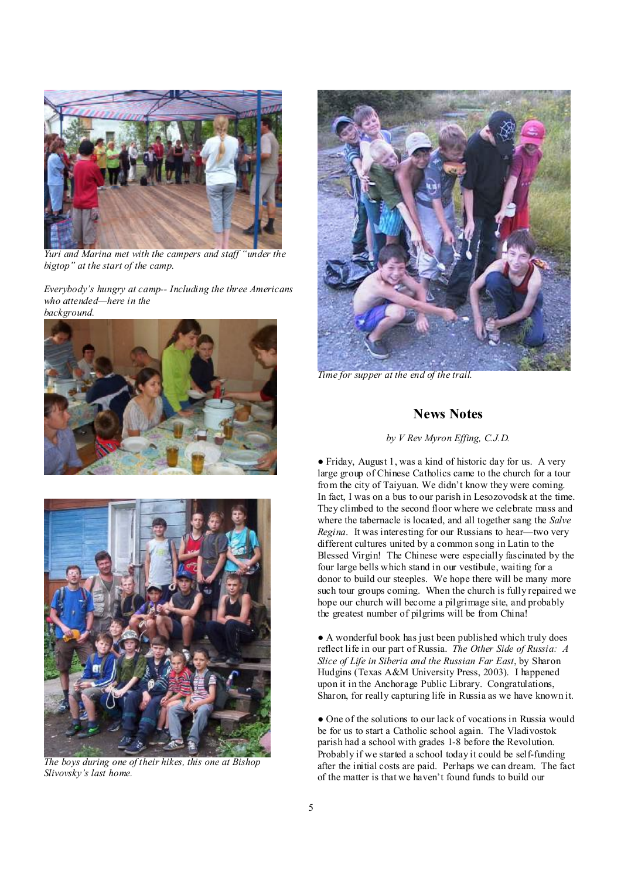*Yuri and Marina met with the campers and staff "under the bigtop" at the start of the camp.*

*Everybody's hungry at camp-- Including the three Americans who attended—here in the background.*

*The boys during one of their hikes, this one at Bishop Slivovsky's last home.*

*Time for supper at the end of the trail.*

## News Notes

*by V Rev Myron Effing, C.J.D.*

● Friday, August 1, was a kind of historic day for us. A very large group of Chinese Catholics came to the church for a tour from the city of Taiyuan. We didn't know they were coming. In fact, I was on a bus to our parish in Lesozovodsk at the time. They climbed to the second floor where we celebrate mass and where the tabernacle is located, and all together sang the *Salve Regina*. It was interesting for our Russians to hear—two very different cultures united by a common song in Latin to the Blessed Virgin! The Chinese were especially fascinated by the four large bells which stand in our vestibule, waiting for a donor to build our steeples. We hope there will be many more such tour groups coming. When the church is fully repaired we hope our church will become a pilgrimage site, and probably the greatest number of pilgrims will be from China!

● A wonderful book has just been published which truly does reflect life in our part of Russia. *The Other Side of Russia: A Slice of Life in Siberia and the Russian Far East*, by Sharon Hudgins (Texas A&M University Press, 2003). I happened upon it in the Anchorage Public Library. Congratulations, Sharon, for really capturing life in Russia as we have known it.

● One of the solutions to our lack of vocations in Russia would be for us to start a Catholic school again. The Vladivostok parish had a school with grades 1-8 before the Revolution. Probably if we started a school today it could be self-funding after the initial costs are paid. Perhaps we can dream. The fact of the matter is that we haven't found funds to build our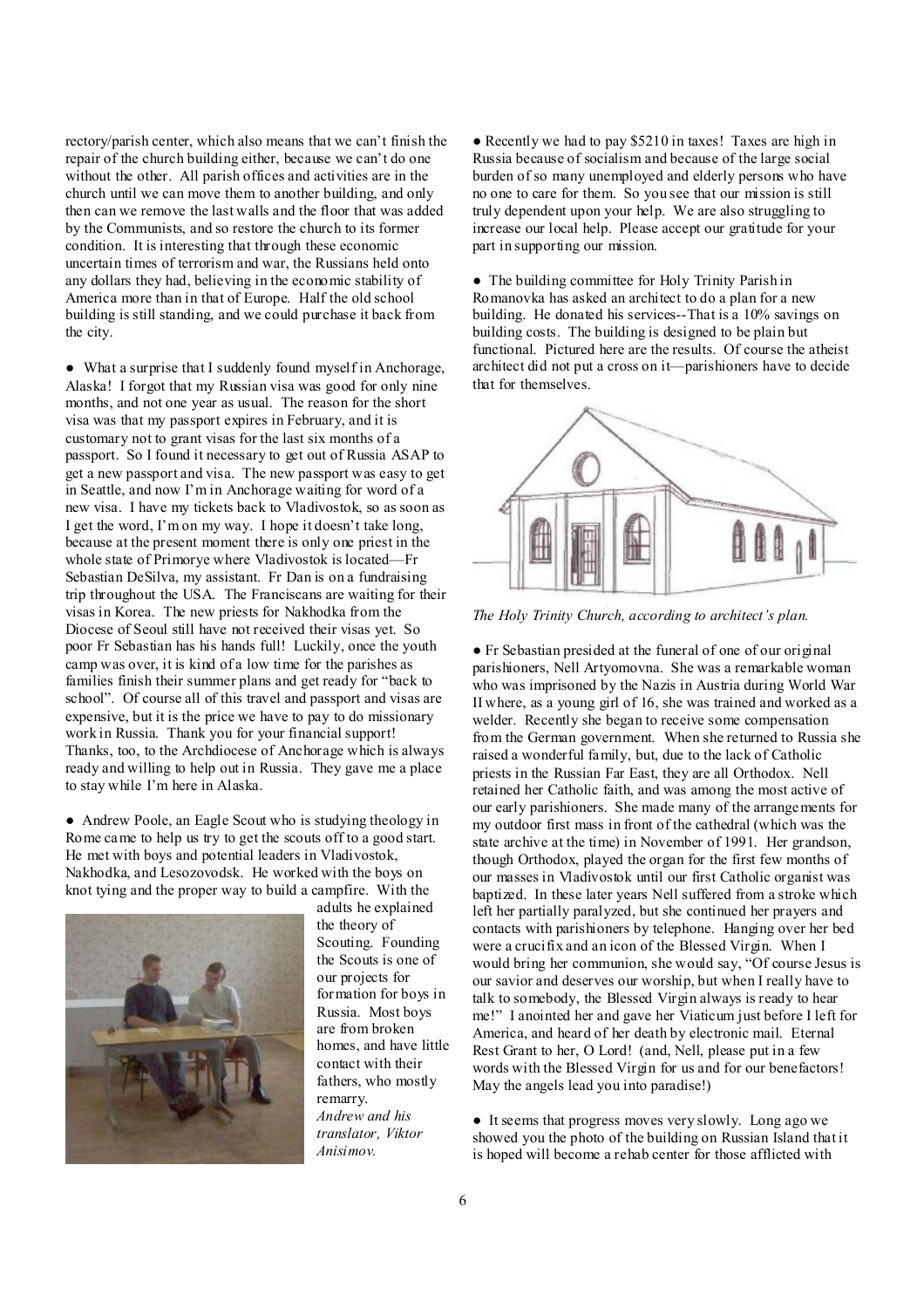rectory/parish center, which also means that we can't finish the repair of the church building either, because we can't do one without the other. All parish offices and activities are in the church until we can move them to another building, and only then can we remove the last walls and the floor that was added by the Communists, and so restore the church to its former condition. It is interesting that through these economic uncertain times of terrorism and war, the Russians held onto any dollars they had, believing in the economic stability of America more than in that of Europe. Half the old school building is still standing, and we could purchase it back from the city.

● What a surprise that I suddenly found myself in Anchorage, Alaska! I forgot that my Russian visa was good for only nine months, and not one year as usual. The reason for the short visa was that my passport expires in February, and it is customary not to grant visas for the last six months of a passport. So I found it necessary to get out of Russia ASAP to get a new passport and visa. The new passport was easy to get in Seattle, and now I'm in Anchorage waiting for word of a new visa. I have my tickets back to Vladivostok, so as soon as I get the word, I'm on my way. I hope it doesn't take long, because at the present moment there is only one priest in the whole state of Primorye where Vladivostok is located—Fr Sebastian DeSilva, my assistant. Fr Dan is on a fundraising trip throughout the USA. The Franciscans are waiting for their visas in Korea. The new priests for Nakhodka from the Diocese of Seoul still have not received their visas yet. So poor Fr Sebastian has his hands full! Luckily, once the youth camp was over, it is kind of a low time for the parishes as families finish their summer plans and get ready for "back to school". Of course all of this travel and passport and visas are expensive, but it is the price we have to pay to do missionary work in Russia. Thank you for your financial support! Thanks, too, to the Archdiocese of Anchorage which is always ready and willing to help out in Russia. They gave me a place to stay while I'm here in Alaska.

● Andrew Poole, an Eagle Scout who is studying theology in Rome came to help us try to get the scouts off to a good start. He met with boys and potential leaders in Vladivostok, Nakhodka, and Lesozovodsk. He worked with the boys on knot tying and the proper way to build a campfire. With the adults he explained the theory of Scouting. Founding the Scouts is one of our projects for formation for boys in Russia. Most boys are from broken homes, and have little contact with their fathers, who mostly remarry.

*Andrew and his translator, Viktor Anisimov.*

● Recently we had to pay $5210 in taxes! Taxes are high in Russia because of socialism and because of the large social burden of so many unemployed and elderly persons who have no one to care for them. So you see that our mission is still truly dependent upon your help. We are also struggling to increase our local help. Please accept our gratitude for your part in supporting our mission.

● The building committee for Holy Trinity Parish in Romanovka has asked an architect to do a plan for a new building. He donated his services--That is a 10% savings on building costs. The building is designed to be plain but functional. Pictured here are the results. Of course the atheist architect did not put a cross on it—parishioners have to decide that for themselves.

*The Holy Trinity Church, according to architect's plan.*

● Fr Sebastian presided at the funeral of one of our original parishioners, Nell Artyomovna. She was a remarkable woman who was imprisoned by the Nazis in Austria during World War II where, as a young girl of 16, she was trained and worked as a welder. Recently she began to receive some compensation from the German government. When she returned to Russia she raised a wonderful family, but, due to the lack of Catholic priests in the Russian Far East, they are all Orthodox. Nell retained her Catholic faith, and was among the most active of our early parishioners. She made many of the arrangements for my outdoor first mass in front of the cathedral (which was the state archive at the time) in November of 1991. Her grandson, though Orthodox, played the organ for the first few months of our masses in Vladivostok until our first Catholic organist was baptized. In these later years Nell suffered from a stroke which left her partially paralyzed, but she continued her prayers and contacts with parishioners by telephone. Hanging over her bed were a crucifix and an icon of the Blessed Virgin. When I would bring her communion, she would say, "Of course Jesus is our savior and deserves our worship, but when I really have to talk to somebody, the Blessed Virgin always is ready to hear me!" I anointed her and gave her Viaticum just before I left for America, and heard of her death by electronic mail. Eternal Rest Grant to her, O Lord! (and, Nell, please put in a few words with the Blessed Virgin for us and for our benefactors! May the angels lead you into paradise!)

● It seems that progress moves very slowly. Long ago we showed you the photo of the building on Russian Island that it is hoped will become a rehab center for those afflicted with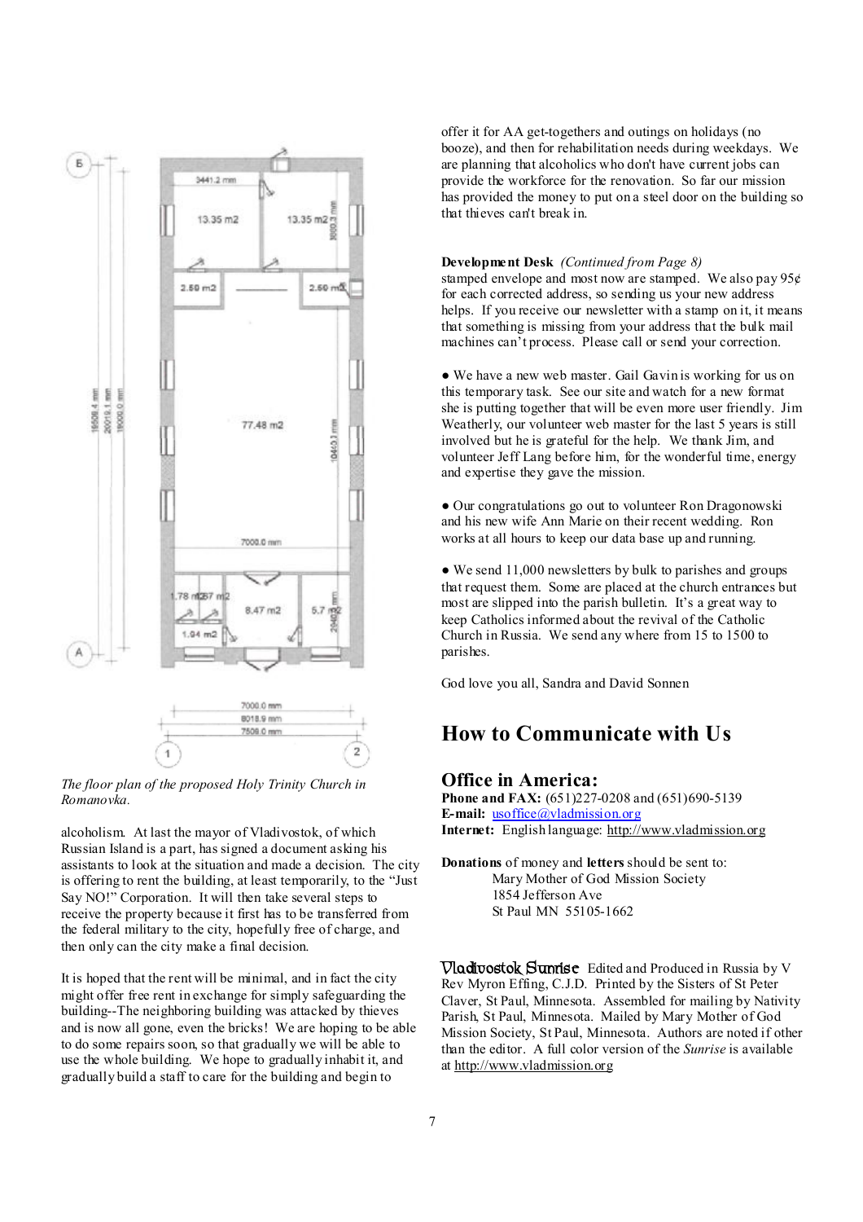*The floor plan of the proposed Holy Trinity Church in Romanovka.*

alcoholism. At last the mayor of Vladivostok, of which Russian Island is a part, has signed a document asking his assistants to look at the situation and made a decision. The city is offering to rent the building, at least temporarily, to the "Just Say NO!" Corporation. It will then take several steps to receive the property because it first has to be transferred from the federal military to the city, hopefully free of charge, and then only can the city make a final decision.

It is hoped that the rent will be minimal, and in fact the city might offer free rent in exchange for simply safeguarding the building--The neighboring building was attacked by thieves and is now all gone, even the bricks! We are hoping to be able to do some repairs soon, so that gradually we will be able to use the whole building. We hope to gradually inhabit it, and gradually build a staff to care for the building and begin to offer it for AA get-togethers and outings on holidays (no booze), and then for rehabilitation needs during weekdays. We are planning that alcoholics who don't have current jobs can provide the workforce for the renovation. So far our mission has provided the money to put on a steel door on the building so that thieves can't break in.

**Development Desk** *(Continued from Page 8)*
stamped envelope and most now are stamped. We also pay 95¢ for each corrected address, so sending us your new address helps. If you receive our newsletter with a stamp on it, it means that something is missing from your address that the bulk mail machines can't process. Please call or send your correction.

● We have a new web master. Gail Gavin is working for us on this temporary task. See our site and watch for a new format she is putting together that will be even more user friendly. Jim Weatherly, our volunteer web master for the last 5 years is still involved but he is grateful for the help. We thank Jim, and volunteer Jeff Lang before him, for the wonderful time, energy and expertise they gave the mission.

● Our congratulations go out to volunteer Ron Dragonowski and his new wife Ann Marie on their recent wedding. Ron works at all hours to keep our data base up and running.

● We send 11,000 newsletters by bulk to parishes and groups that request them. Some are placed at the church entrances but most are slipped into the parish bulletin. It's a great way to keep Catholics informed about the revival of the Catholic Church in Russia. We send any where from 15 to 1500 to parishes.

God love you all, Sandra and David Sonnen

# How to Communicate with Us

## Office in America:

**Phone and FAX:** (651)227-0208 and (651)690-5139
**E-mail:** usoffice@vladmission.org
**Internet:** English language: http://www.vladmission.org

**Donations** of money and **letters** should be sent to:

Mary Mother of God Mission Society
1854 Jefferson Ave
St Paul MN 55105-1662

**Vladivostok Sunrise** Edited and Produced in Russia by V Rev Myron Effing, C.J.D. Printed by the Sisters of St Peter Claver, St Paul, Minnesota. Assembled for mailing by Nativity Parish, St Paul, Minnesota. Mailed by Mary Mother of God Mission Society, St Paul, Minnesota. Authors are noted if other than the editor. A full color version of the *Sunrise* is available at http://www.vladmission.org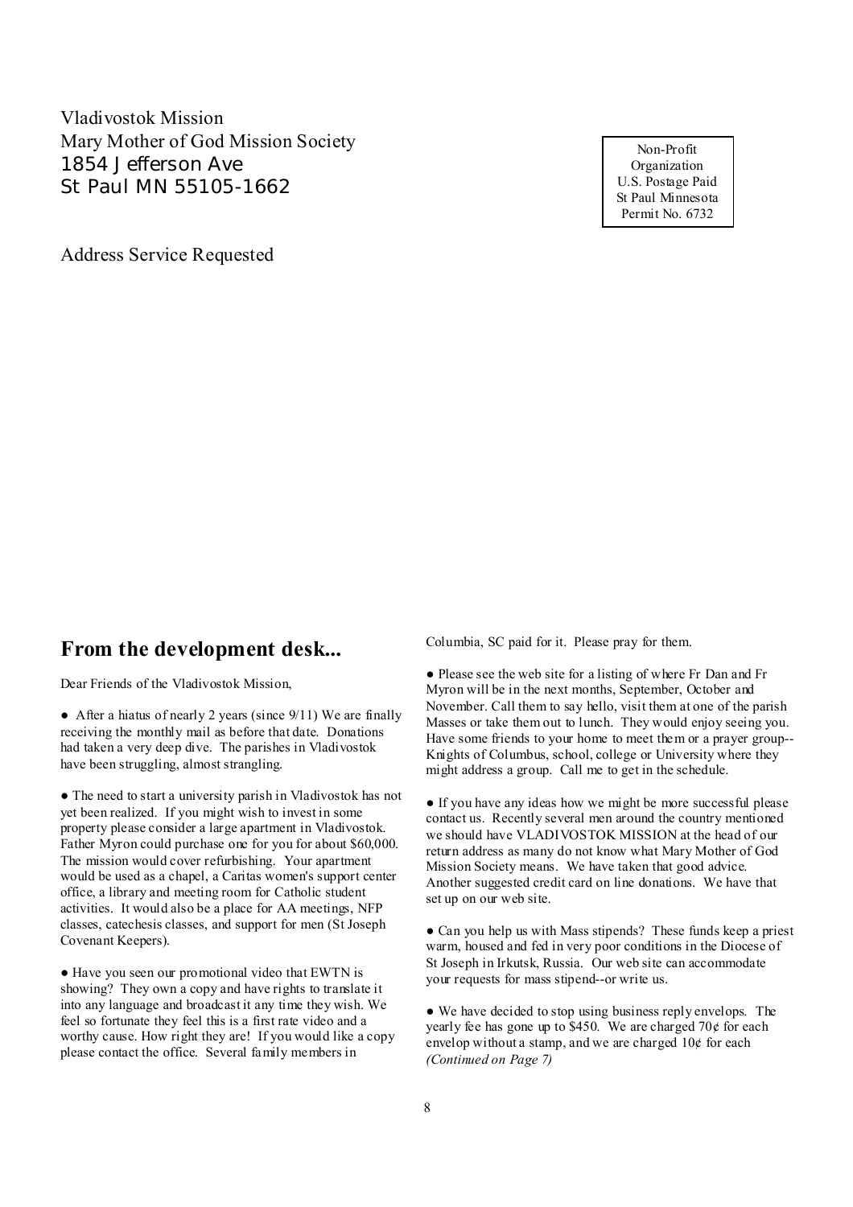Vladivostok Mission
Mary Mother of God Mission Society
1854 Jefferson Ave
St Paul MN 55105-1662

Non-Profit
Organization
U.S. Postage Paid
St Paul Minnesota
Permit No. 6732

Address Service Requested

## From the development desk...

Dear Friends of the Vladivostok Mission,

- After a hiatus of nearly 2 years (since 9/11) We are finally receiving the monthly mail as before that date. Donations had taken a very deep dive. The parishes in Vladivostok have been struggling, almost strangling.

- The need to start a university parish in Vladivostok has not yet been realized. If you might wish to invest in some property please consider a large apartment in Vladivostok. Father Myron could purchase one for you for about $60,000. The mission would cover refurbishing. Your apartment would be used as a chapel, a Caritas women's support center office, a library and meeting room for Catholic student activities. It would also be a place for AA meetings, NFP classes, catechesis classes, and support for men (St Joseph Covenant Keepers).

- Have you seen our promotional video that EWTN is showing? They own a copy and have rights to translate it into any language and broadcast it any time they wish. We feel so fortunate they feel this is a first rate video and a worthy cause. How right they are! If you would like a copy please contact the office. Several family members in Columbia, SC paid for it. Please pray for them.

- Please see the web site for a listing of where Fr Dan and Fr Myron will be in the next months, September, October and November. Call them to say hello, visit them at one of the parish Masses or take them out to lunch. They would enjoy seeing you. Have some friends to your home to meet them or a prayer group--Knights of Columbus, school, college or University where they might address a group. Call me to get in the schedule.

- If you have any ideas how we might be more successful please contact us. Recently several men around the country mentioned we should have VLADIVOSTOK MISSION at the head of our return address as many do not know what Mary Mother of God Mission Society means. We have taken that good advice. Another suggested credit card on line donations. We have that set up on our web site.

- Can you help us with Mass stipends? These funds keep a priest warm, housed and fed in very poor conditions in the Diocese of St Joseph in Irkutsk, Russia. Our web site can accommodate your requests for mass stipend--or write us.

- We have decided to stop using business reply envelops. The yearly fee has gone up to $450. We are charged 70¢ for each envelop without a stamp, and we are charged 10¢ for each *(Continued on Page 7)*